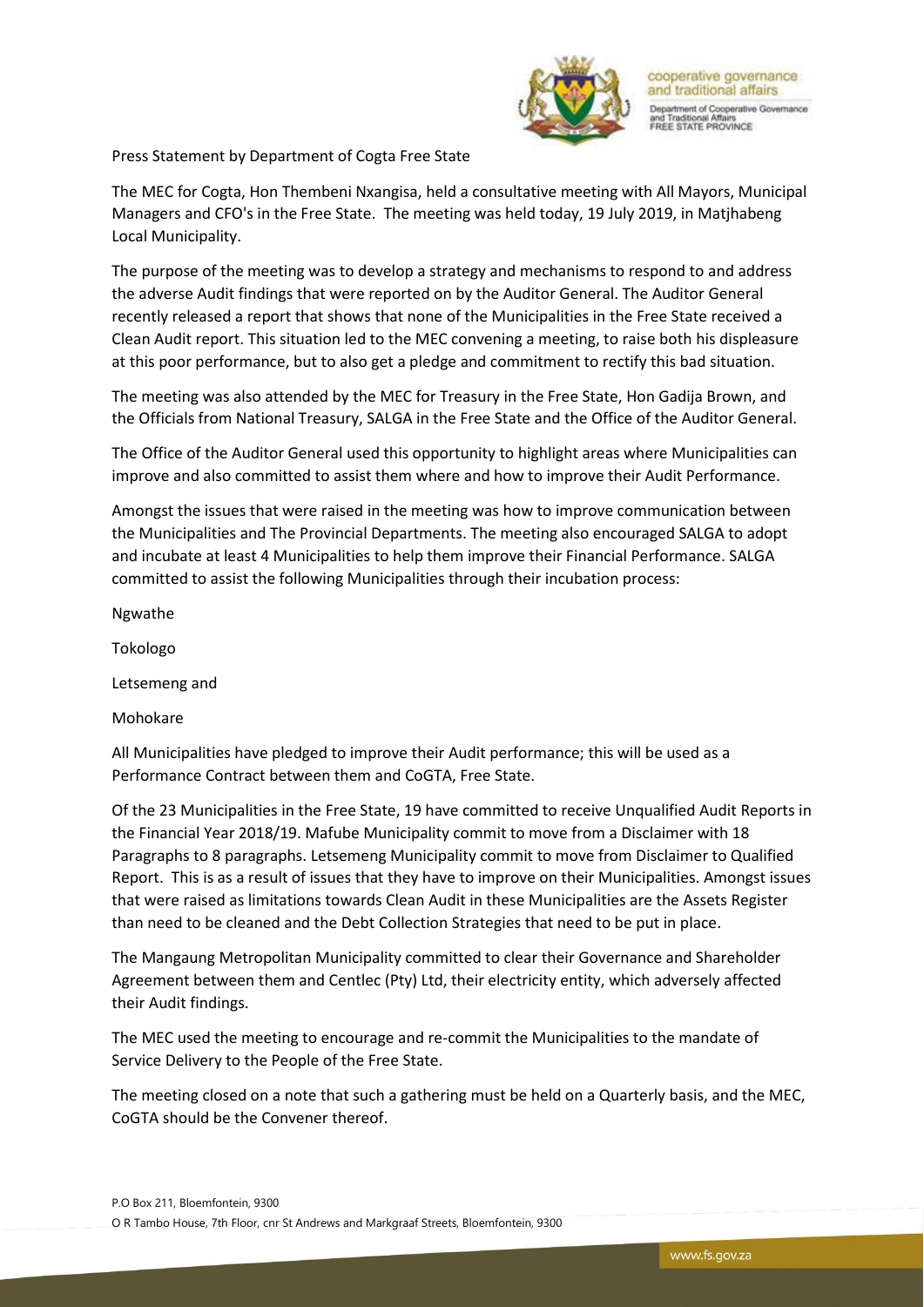Press Statement by Department of Cogta Free State

The MEC for Cogta, Hon Thembeni Nxangisa, held a consultative meeting with All Mayors, Municipal Managers and CFO's in the Free State. The meeting was held today, 19 July 2019, in Matjhabeng Local Municipality.

The purpose of the meeting was to develop a strategy and mechanisms to respond to and address the adverse Audit findings that were reported on by the Auditor General. The Auditor General recently released a report that shows that none of the Municipalities in the Free State received a Clean Audit report. This situation led to the MEC convening a meeting, to raise both his displeasure at this poor performance, but to also get a pledge and commitment to rectify this bad situation.

The meeting was also attended by the MEC for Treasury in the Free State, Hon Gadija Brown, and the Officials from National Treasury, SALGA in the Free State and the Office of the Auditor General.

The Office of the Auditor General used this opportunity to highlight areas where Municipalities can improve and also committed to assist them where and how to improve their Audit Performance.

Amongst the issues that were raised in the meeting was how to improve communication between the Municipalities and The Provincial Departments. The meeting also encouraged SALGA to adopt and incubate at least 4 Municipalities to help them improve their Financial Performance. SALGA committed to assist the following Municipalities through their incubation process:

Ngwathe

Tokologo

Letsemeng and

Mohokare

All Municipalities have pledged to improve their Audit performance; this will be used as a Performance Contract between them and CoGTA, Free State.

Of the 23 Municipalities in the Free State, 19 have committed to receive Unqualified Audit Reports in the Financial Year 2018/19. Mafube Municipality commit to move from a Disclaimer with 18 Paragraphs to 8 paragraphs. Letsemeng Municipality commit to move from Disclaimer to Qualified Report. This is as a result of issues that they have to improve on their Municipalities. Amongst issues that were raised as limitations towards Clean Audit in these Municipalities are the Assets Register than need to be cleaned and the Debt Collection Strategies that need to be put in place.

The Mangaung Metropolitan Municipality committed to clear their Governance and Shareholder Agreement between them and Centlec (Pty) Ltd, their electricity entity, which adversely affected their Audit findings.

The MEC used the meeting to encourage and re-commit the Municipalities to the mandate of Service Delivery to the People of the Free State.

The meeting closed on a note that such a gathering must be held on a Quarterly basis, and the MEC, CoGTA should be the Convener thereof.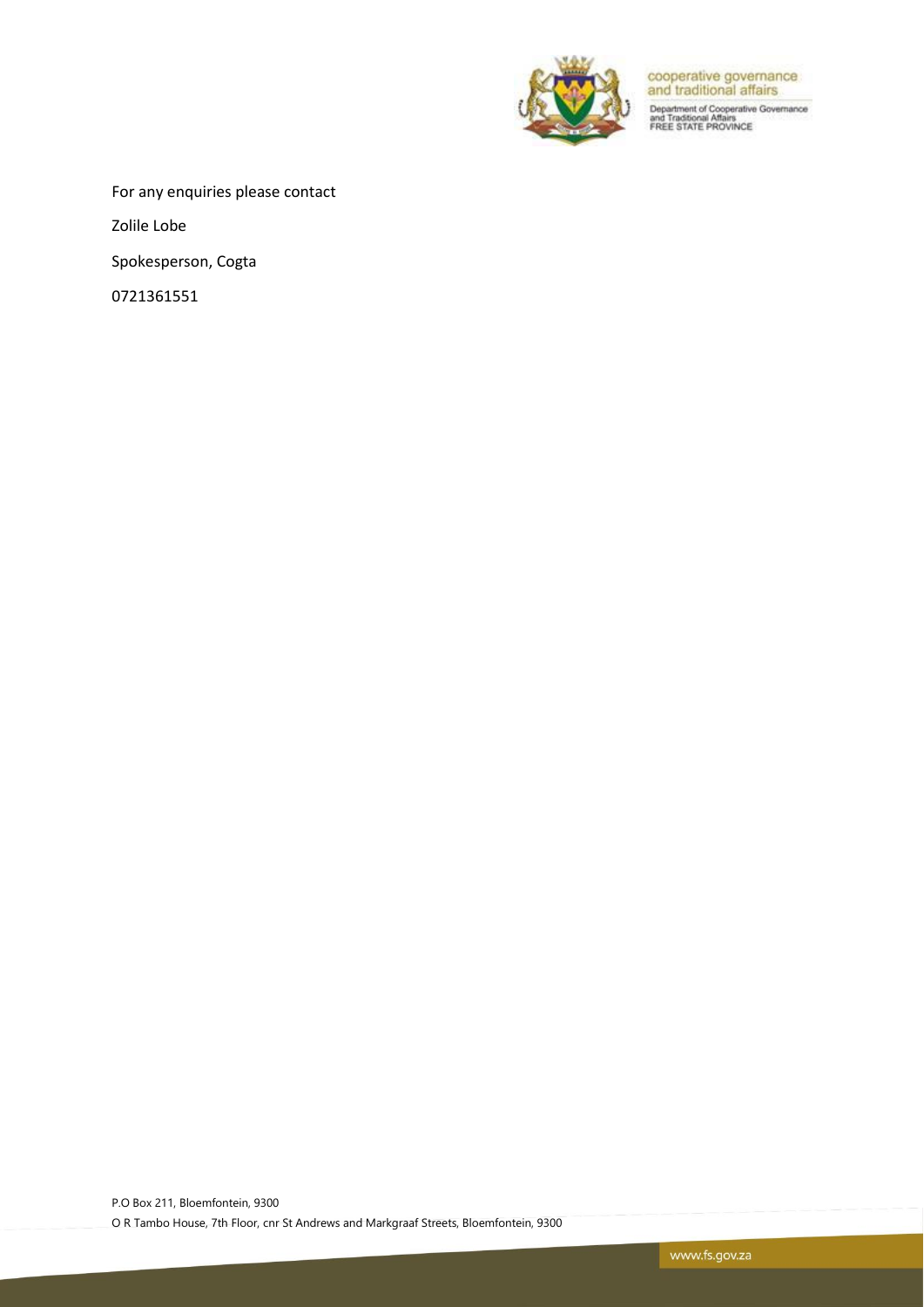For any enquiries please contact

Zolile Lobe

Spokesperson, Cogta

0721361551